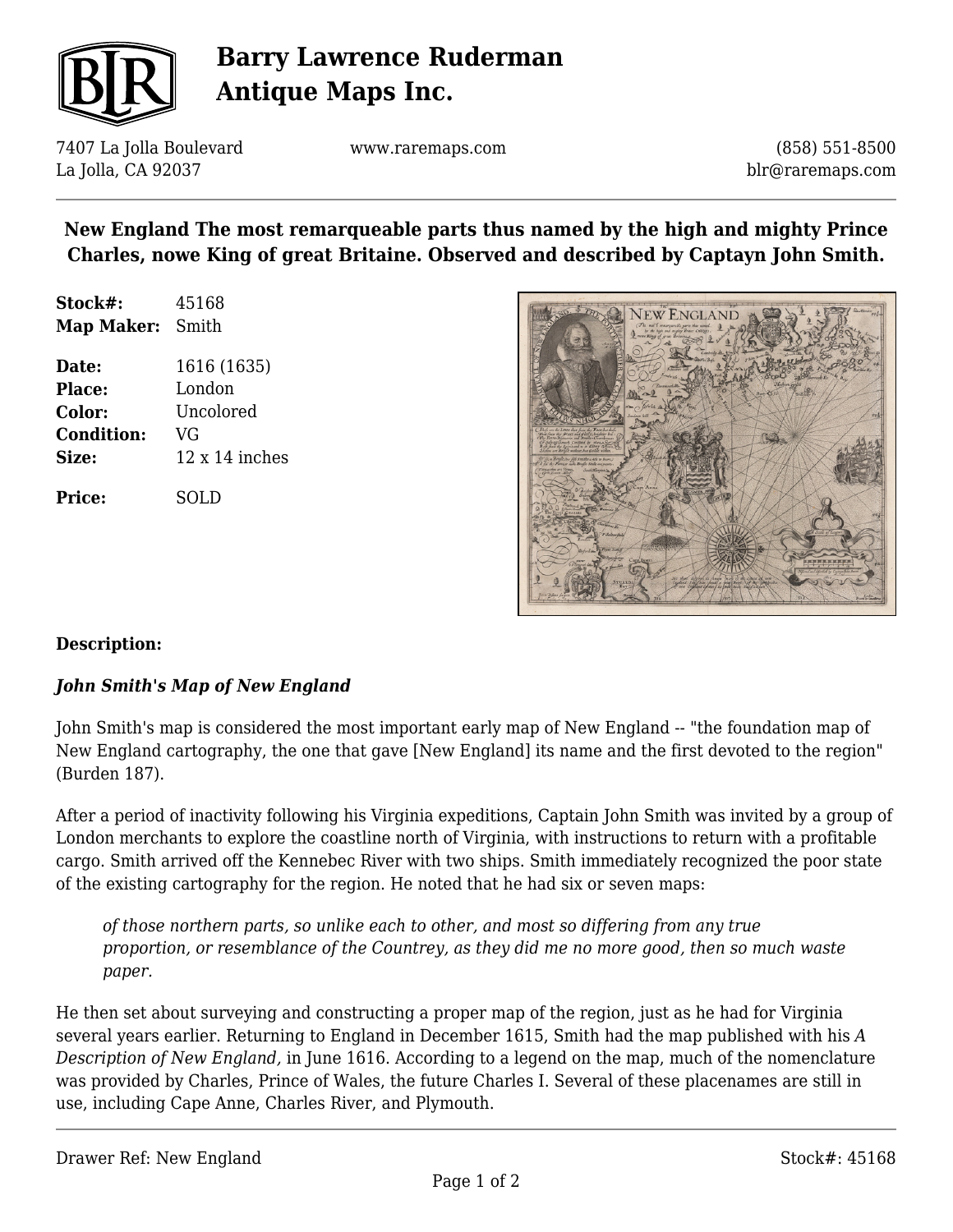# New England The most remarqueable parts thus named by the high and mighty Prince Charles, nowe King of great Britaine. Observed and described by Captayn John Smith.

| | |
|---|---|
| **Stock#:** | 45168 |
| **Map Maker:** | Smith |
| **Date:** | 1616 (1635) |
| **Place:** | London |
| **Color:** | Uncolored |
| **Condition:** | VG |
| **Size:** | 12 x 14 inches |
| **Price:** | SOLD |

**Description:**

***John Smith's Map of New England***

John Smith's map is considered the most important early map of New England -- "the foundation map of New England cartography, the one that gave [New England] its name and the first devoted to the region" (Burden 187).

After a period of inactivity following his Virginia expeditions, Captain John Smith was invited by a group of London merchants to explore the coastline north of Virginia, with instructions to return with a profitable cargo. Smith arrived off the Kennebec River with two ships. Smith immediately recognized the poor state of the existing cartography for the region. He noted that he had six or seven maps:

> *of those northern parts, so unlike each to other, and most so differing from any true proportion, or resemblance of the Countrey, as they did me no more good, then so much waste paper.*

He then set about surveying and constructing a proper map of the region, just as he had for Virginia several years earlier. Returning to England in December 1615, Smith had the map published with his *A Description of New England,* in June 1616. According to a legend on the map, much of the nomenclature was provided by Charles, Prince of Wales, the future Charles I. Several of these placenames are still in use, including Cape Anne, Charles River, and Plymouth.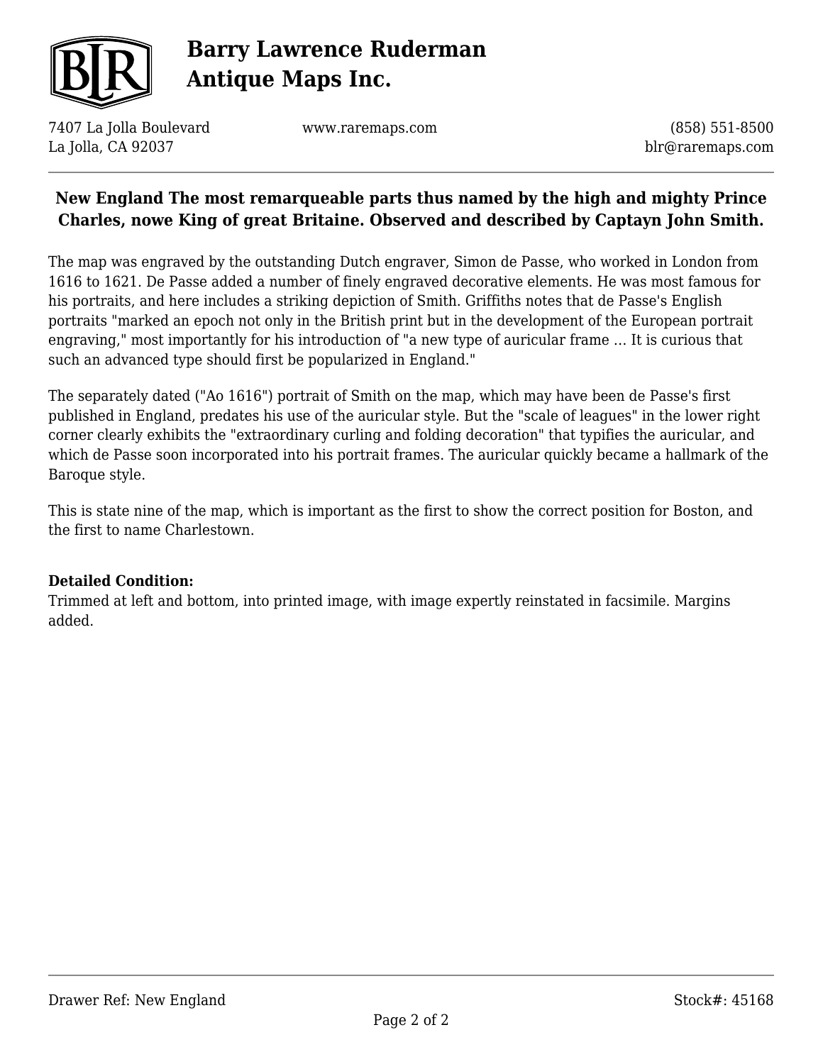**New England The most remarqueable parts thus named by the high and mighty Prince Charles, nowe King of great Britaine. Observed and described by Captayn John Smith.**

The map was engraved by the outstanding Dutch engraver, Simon de Passe, who worked in London from 1616 to 1621. De Passe added a number of finely engraved decorative elements. He was most famous for his portraits, and here includes a striking depiction of Smith. Griffiths notes that de Passe's English portraits "marked an epoch not only in the British print but in the development of the European portrait engraving," most importantly for his introduction of "a new type of auricular frame ... It is curious that such an advanced type should first be popularized in England."

The separately dated ("Ao 1616") portrait of Smith on the map, which may have been de Passe's first published in England, predates his use of the auricular style. But the "scale of leagues" in the lower right corner clearly exhibits the "extraordinary curling and folding decoration" that typifies the auricular, and which de Passe soon incorporated into his portrait frames. The auricular quickly became a hallmark of the Baroque style.

This is state nine of the map, which is important as the first to show the correct position for Boston, and the first to name Charlestown.

**Detailed Condition:**

Trimmed at left and bottom, into printed image, with image expertly reinstated in facsimile. Margins added.